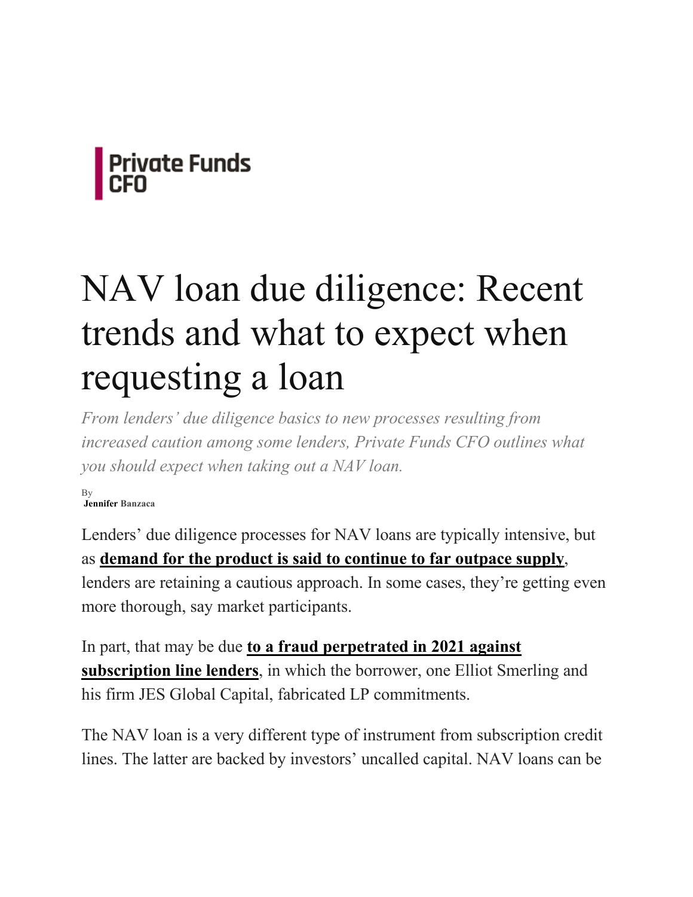Private Funds CFO

# NAV loan due diligence: Recent trends and what to expect when requesting a loan

*From lenders' due diligence basics to new processes resulting from increased caution among some lenders, Private Funds CFO outlines what you should expect when taking out a NAV loan.*

By
**Jennifer** Banzaca

Lenders' due diligence processes for NAV loans are typically intensive, but as **demand for the product is said to continue to far outpace supply**, lenders are retaining a cautious approach. In some cases, they're getting even more thorough, say market participants.

In part, that may be due **to a fraud perpetrated in 2021 against subscription line lenders**, in which the borrower, one Elliot Smerling and his firm JES Global Capital, fabricated LP commitments.

The NAV loan is a very different type of instrument from subscription credit lines. The latter are backed by investors' uncalled capital. NAV loans can be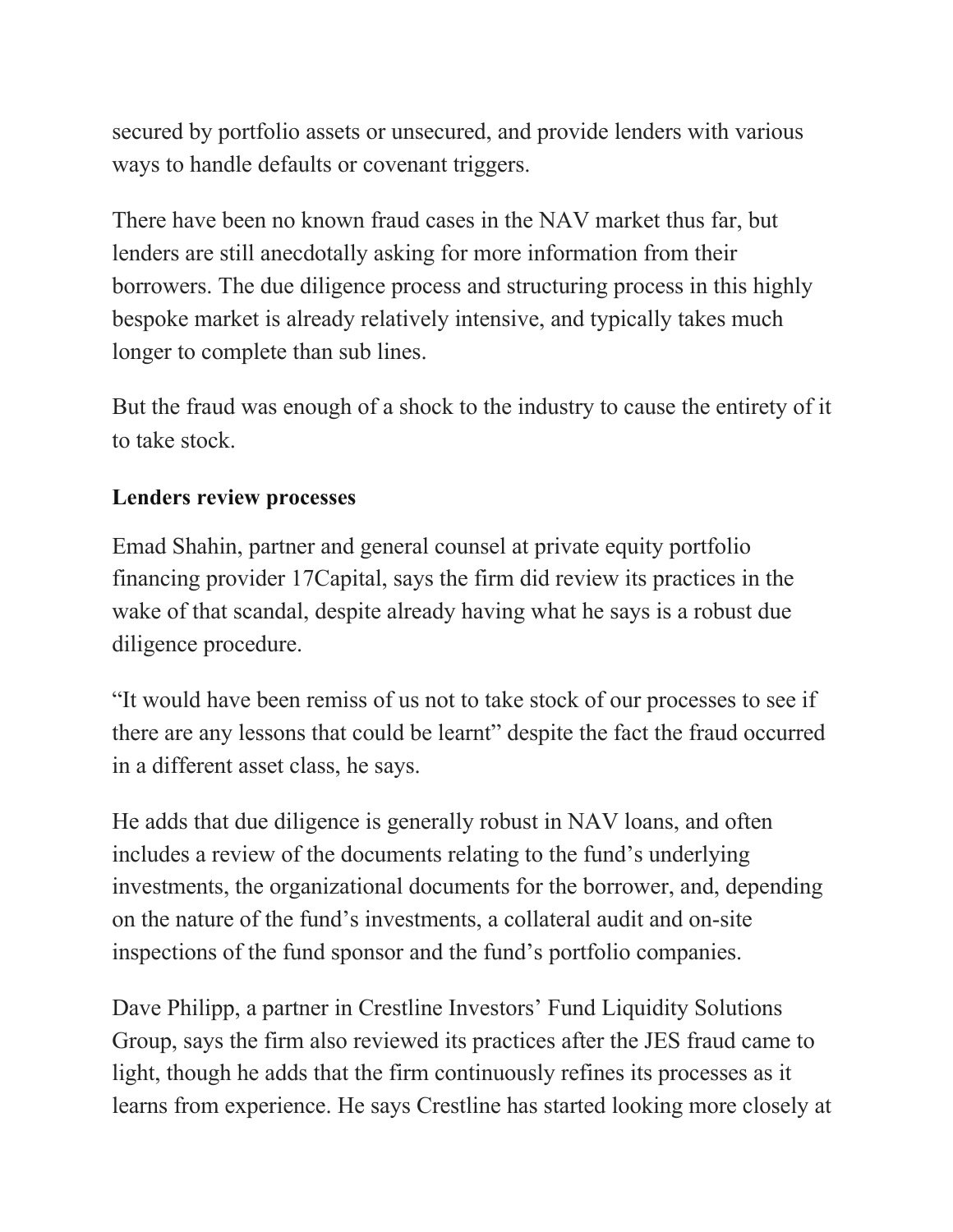secured by portfolio assets or unsecured, and provide lenders with various ways to handle defaults or covenant triggers.

There have been no known fraud cases in the NAV market thus far, but lenders are still anecdotally asking for more information from their borrowers. The due diligence process and structuring process in this highly bespoke market is already relatively intensive, and typically takes much longer to complete than sub lines.

But the fraud was enough of a shock to the industry to cause the entirety of it to take stock.

**Lenders review processes**

Emad Shahin, partner and general counsel at private equity portfolio financing provider 17Capital, says the firm did review its practices in the wake of that scandal, despite already having what he says is a robust due diligence procedure.

"It would have been remiss of us not to take stock of our processes to see if there are any lessons that could be learnt" despite the fact the fraud occurred in a different asset class, he says.

He adds that due diligence is generally robust in NAV loans, and often includes a review of the documents relating to the fund's underlying investments, the organizational documents for the borrower, and, depending on the nature of the fund's investments, a collateral audit and on-site inspections of the fund sponsor and the fund's portfolio companies.

Dave Philipp, a partner in Crestline Investors' Fund Liquidity Solutions Group, says the firm also reviewed its practices after the JES fraud came to light, though he adds that the firm continuously refines its processes as it learns from experience. He says Crestline has started looking more closely at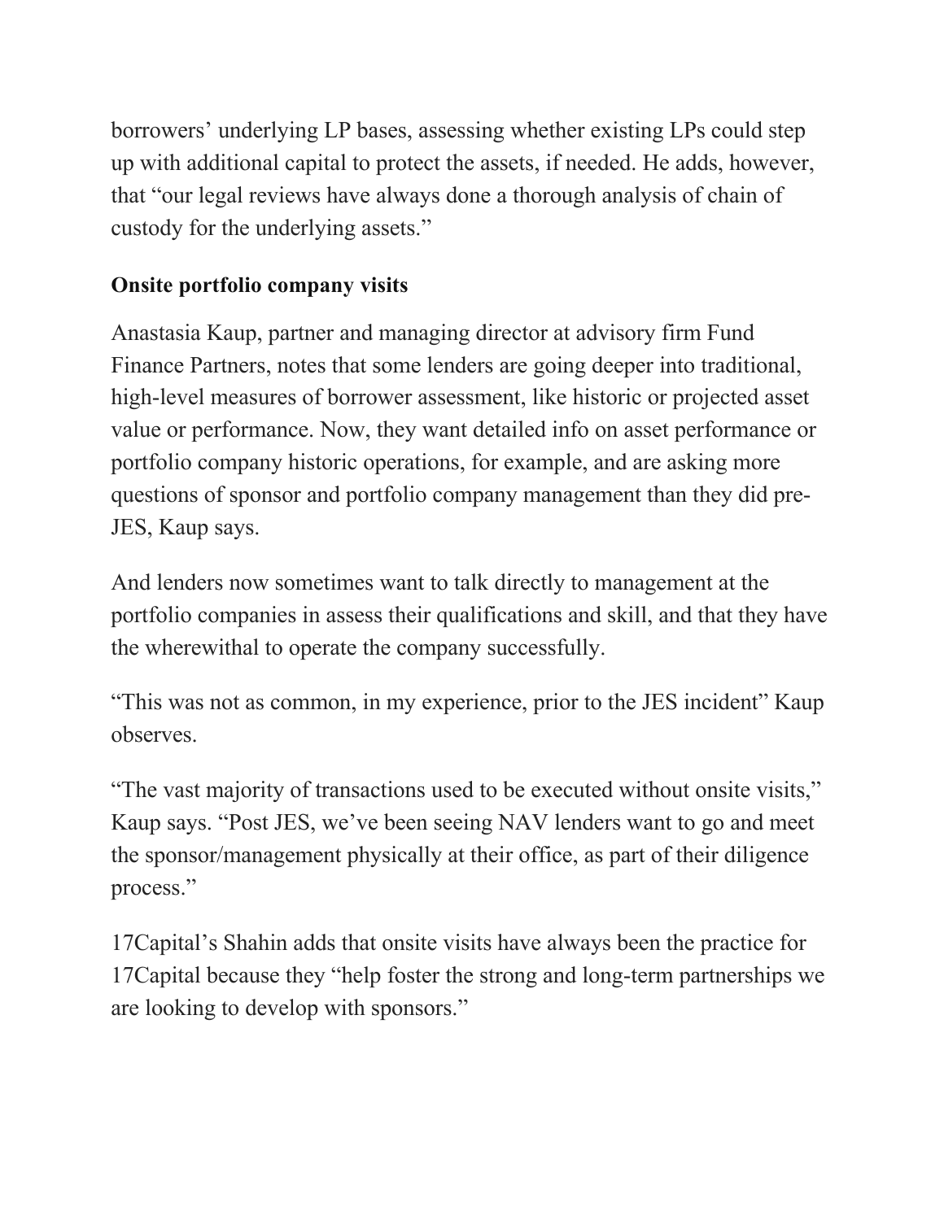borrowers' underlying LP bases, assessing whether existing LPs could step up with additional capital to protect the assets, if needed. He adds, however, that "our legal reviews have always done a thorough analysis of chain of custody for the underlying assets."

**Onsite portfolio company visits**

Anastasia Kaup, partner and managing director at advisory firm Fund Finance Partners, notes that some lenders are going deeper into traditional, high-level measures of borrower assessment, like historic or projected asset value or performance. Now, they want detailed info on asset performance or portfolio company historic operations, for example, and are asking more questions of sponsor and portfolio company management than they did pre-JES, Kaup says.

And lenders now sometimes want to talk directly to management at the portfolio companies in assess their qualifications and skill, and that they have the wherewithal to operate the company successfully.

"This was not as common, in my experience, prior to the JES incident" Kaup observes.

"The vast majority of transactions used to be executed without onsite visits," Kaup says. "Post JES, we've been seeing NAV lenders want to go and meet the sponsor/management physically at their office, as part of their diligence process."

17Capital's Shahin adds that onsite visits have always been the practice for 17Capital because they "help foster the strong and long-term partnerships we are looking to develop with sponsors."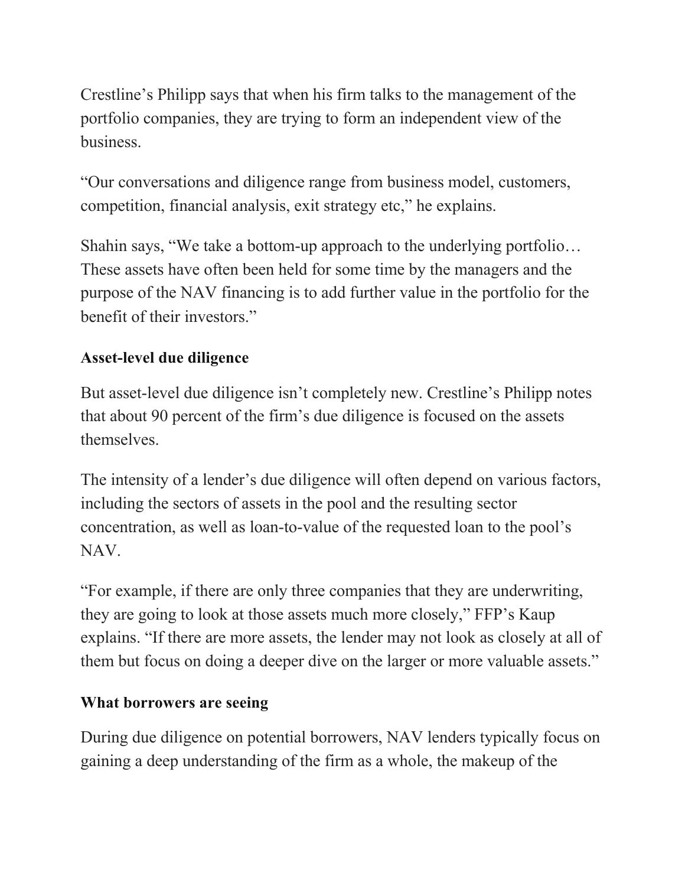Crestline's Philipp says that when his firm talks to the management of the portfolio companies, they are trying to form an independent view of the business.

"Our conversations and diligence range from business model, customers, competition, financial analysis, exit strategy etc," he explains.

Shahin says, "We take a bottom-up approach to the underlying portfolio… These assets have often been held for some time by the managers and the purpose of the NAV financing is to add further value in the portfolio for the benefit of their investors."

**Asset-level due diligence**

But asset-level due diligence isn't completely new. Crestline's Philipp notes that about 90 percent of the firm's due diligence is focused on the assets themselves.

The intensity of a lender's due diligence will often depend on various factors, including the sectors of assets in the pool and the resulting sector concentration, as well as loan-to-value of the requested loan to the pool's NAV.

"For example, if there are only three companies that they are underwriting, they are going to look at those assets much more closely," FFP's Kaup explains. "If there are more assets, the lender may not look as closely at all of them but focus on doing a deeper dive on the larger or more valuable assets."

**What borrowers are seeing**

During due diligence on potential borrowers, NAV lenders typically focus on gaining a deep understanding of the firm as a whole, the makeup of the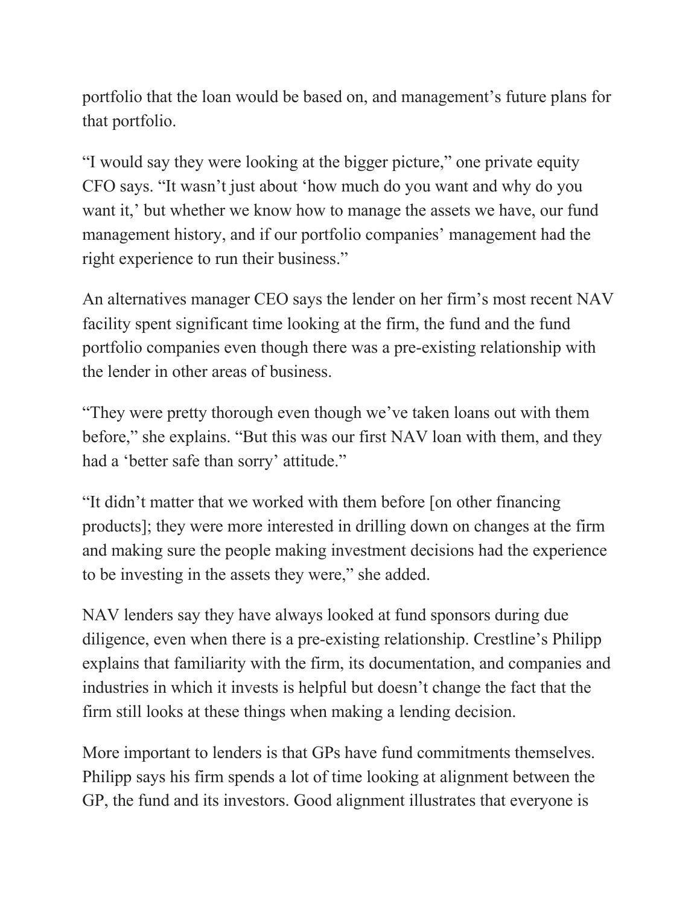portfolio that the loan would be based on, and management's future plans for that portfolio.

"I would say they were looking at the bigger picture," one private equity CFO says. "It wasn't just about 'how much do you want and why do you want it,' but whether we know how to manage the assets we have, our fund management history, and if our portfolio companies' management had the right experience to run their business."

An alternatives manager CEO says the lender on her firm's most recent NAV facility spent significant time looking at the firm, the fund and the fund portfolio companies even though there was a pre-existing relationship with the lender in other areas of business.

"They were pretty thorough even though we've taken loans out with them before," she explains. "But this was our first NAV loan with them, and they had a 'better safe than sorry' attitude."

"It didn't matter that we worked with them before [on other financing products]; they were more interested in drilling down on changes at the firm and making sure the people making investment decisions had the experience to be investing in the assets they were," she added.

NAV lenders say they have always looked at fund sponsors during due diligence, even when there is a pre-existing relationship. Crestline's Philipp explains that familiarity with the firm, its documentation, and companies and industries in which it invests is helpful but doesn't change the fact that the firm still looks at these things when making a lending decision.

More important to lenders is that GPs have fund commitments themselves. Philipp says his firm spends a lot of time looking at alignment between the GP, the fund and its investors. Good alignment illustrates that everyone is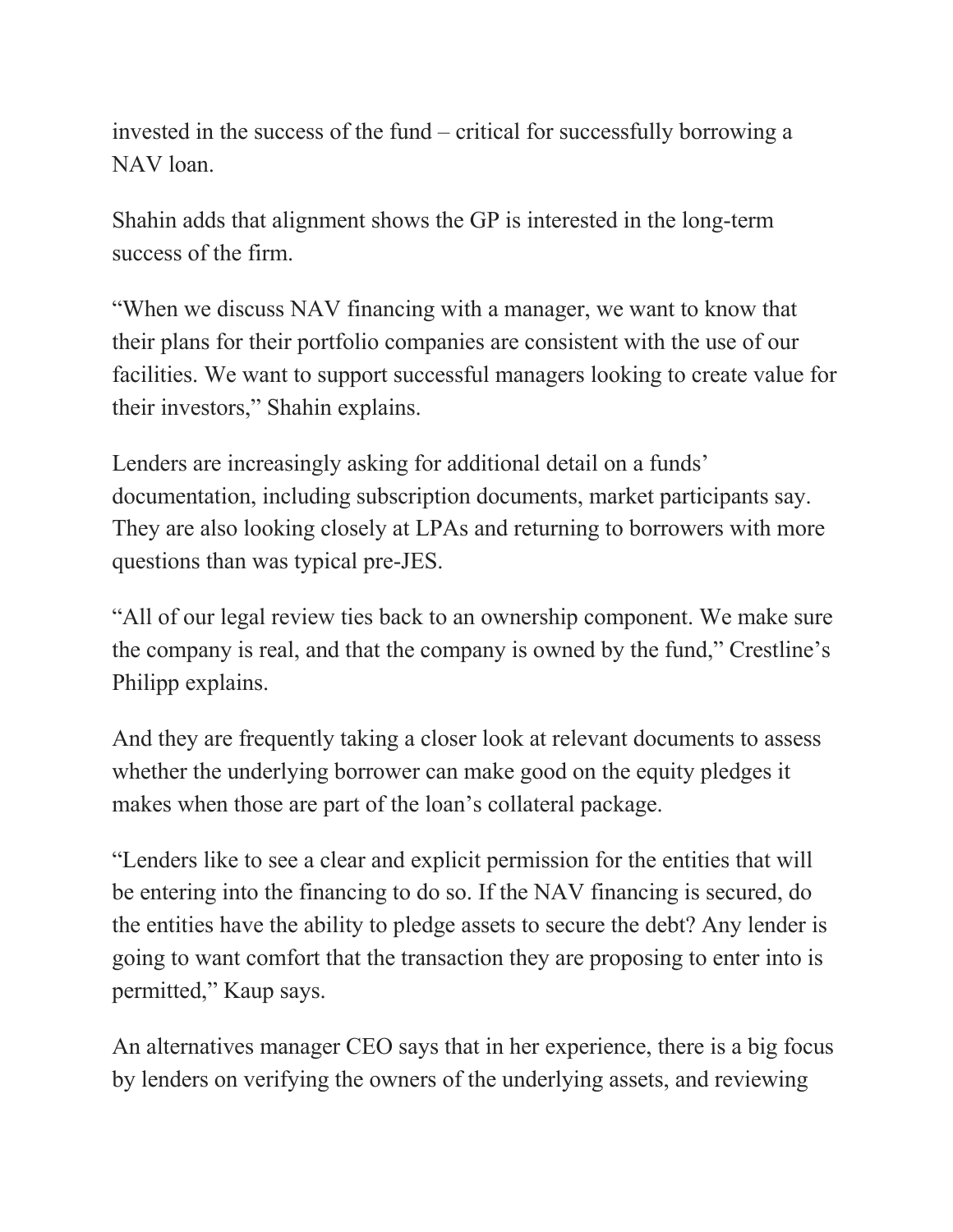invested in the success of the fund – critical for successfully borrowing a NAV loan.

Shahin adds that alignment shows the GP is interested in the long-term success of the firm.

“When we discuss NAV financing with a manager, we want to know that their plans for their portfolio companies are consistent with the use of our facilities. We want to support successful managers looking to create value for their investors,” Shahin explains.

Lenders are increasingly asking for additional detail on a funds’ documentation, including subscription documents, market participants say. They are also looking closely at LPAs and returning to borrowers with more questions than was typical pre-JES.

“All of our legal review ties back to an ownership component. We make sure the company is real, and that the company is owned by the fund,” Crestline’s Philipp explains.

And they are frequently taking a closer look at relevant documents to assess whether the underlying borrower can make good on the equity pledges it makes when those are part of the loan’s collateral package.

“Lenders like to see a clear and explicit permission for the entities that will be entering into the financing to do so. If the NAV financing is secured, do the entities have the ability to pledge assets to secure the debt? Any lender is going to want comfort that the transaction they are proposing to enter into is permitted,” Kaup says.

An alternatives manager CEO says that in her experience, there is a big focus by lenders on verifying the owners of the underlying assets, and reviewing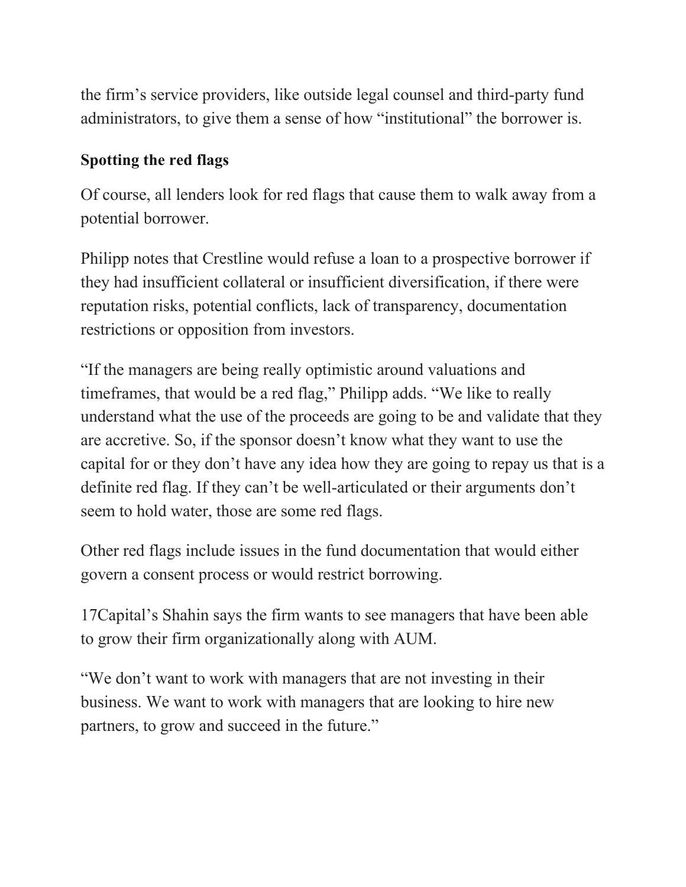the firm’s service providers, like outside legal counsel and third-party fund administrators, to give them a sense of how “institutional” the borrower is.

**Spotting the red flags**

Of course, all lenders look for red flags that cause them to walk away from a potential borrower.

Philipp notes that Crestline would refuse a loan to a prospective borrower if they had insufficient collateral or insufficient diversification, if there were reputation risks, potential conflicts, lack of transparency, documentation restrictions or opposition from investors.

“If the managers are being really optimistic around valuations and timeframes, that would be a red flag,” Philipp adds. “We like to really understand what the use of the proceeds are going to be and validate that they are accretive. So, if the sponsor doesn’t know what they want to use the capital for or they don’t have any idea how they are going to repay us that is a definite red flag. If they can’t be well-articulated or their arguments don’t seem to hold water, those are some red flags.

Other red flags include issues in the fund documentation that would either govern a consent process or would restrict borrowing.

17Capital’s Shahin says the firm wants to see managers that have been able to grow their firm organizationally along with AUM.

“We don’t want to work with managers that are not investing in their business. We want to work with managers that are looking to hire new partners, to grow and succeed in the future.”